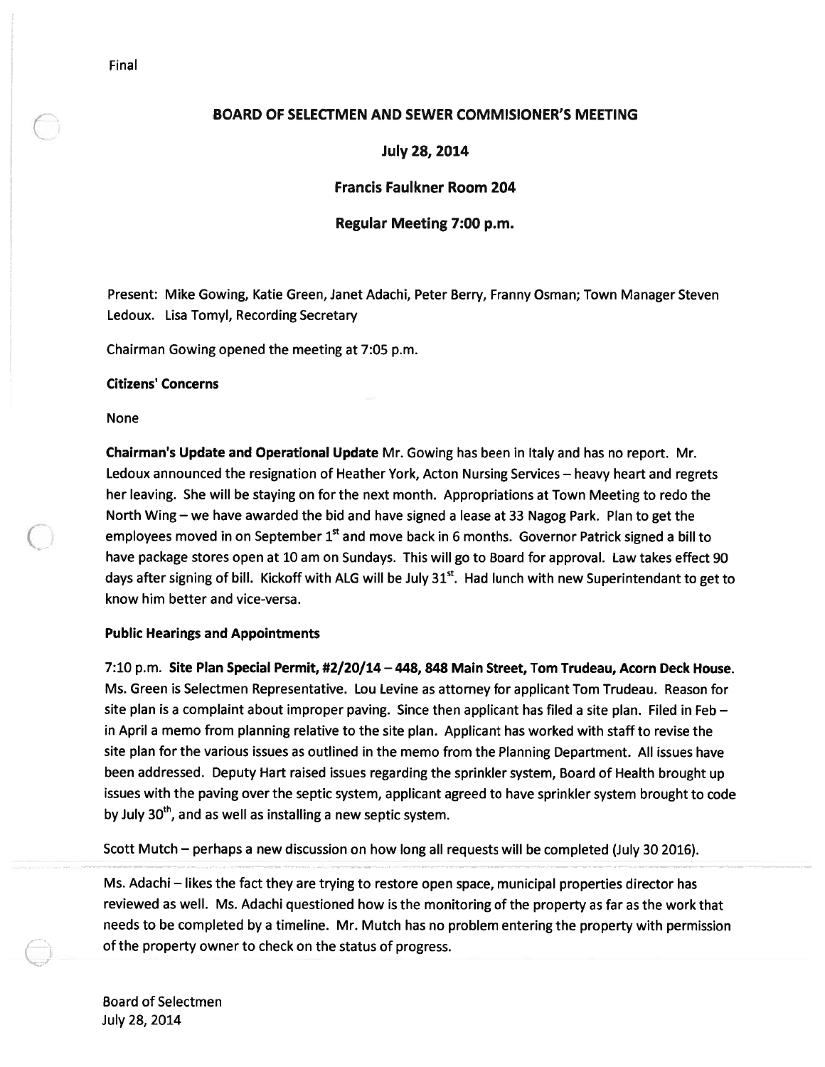Final

# BOARD OF SELECTMEN AND SEWER COMMISIONER'S MEETING

## July 28, 2014

## Francis Faulkner Room 204

## Regular Meeting 7:00 p.m.

Present: Mike Gowing, Katie Green, Janet Adachi, Peter Berry, Franny Osman; Town Manager Steven Ledoux. Lisa Tomyl, Recording Secretary

Chairman Gowing opened the meeting at 7:05 p.m.

**Citizens' Concerns**

None

**Chairman's Update and Operational Update** Mr. Gowing has been in Italy and has no report. Mr. Ledoux announced the resignation of Heather York, Acton Nursing Services – heavy heart and regrets her leaving. She will be staying on for the next month. Appropriations at Town Meeting to redo the North Wing – we have awarded the bid and have signed a lease at 33 Nagog Park. Plan to get the employees moved in on September 1st and move back in 6 months. Governor Patrick signed a bill to have package stores open at 10 am on Sundays. This will go to Board for approval. Law takes effect 90 days after signing of bill. Kickoff with ALG will be July 31st. Had lunch with new Superintendant to get to know him better and vice-versa.

**Public Hearings and Appointments**

7:10 p.m. **Site Plan Special Permit, #2/20/14 – 448, 848 Main Street, Tom Trudeau, Acorn Deck House**. Ms. Green is Selectmen Representative. Lou Levine as attorney for applicant Tom Trudeau. Reason for site plan is a complaint about improper paving. Since then applicant has filed a site plan. Filed in Feb – in April a memo from planning relative to the site plan. Applicant has worked with staff to revise the site plan for the various issues as outlined in the memo from the Planning Department. All issues have been addressed. Deputy Hart raised issues regarding the sprinkler system, Board of Health brought up issues with the paving over the septic system, applicant agreed to have sprinkler system brought to code by July 30th, and as well as installing a new septic system.

Scott Mutch – perhaps a new discussion on how long all requests will be completed (July 30 2016).

Ms. Adachi – likes the fact they are trying to restore open space, municipal properties director has reviewed as well. Ms. Adachi questioned how is the monitoring of the property as far as the work that needs to be completed by a timeline. Mr. Mutch has no problem entering the property with permission of the property owner to check on the status of progress.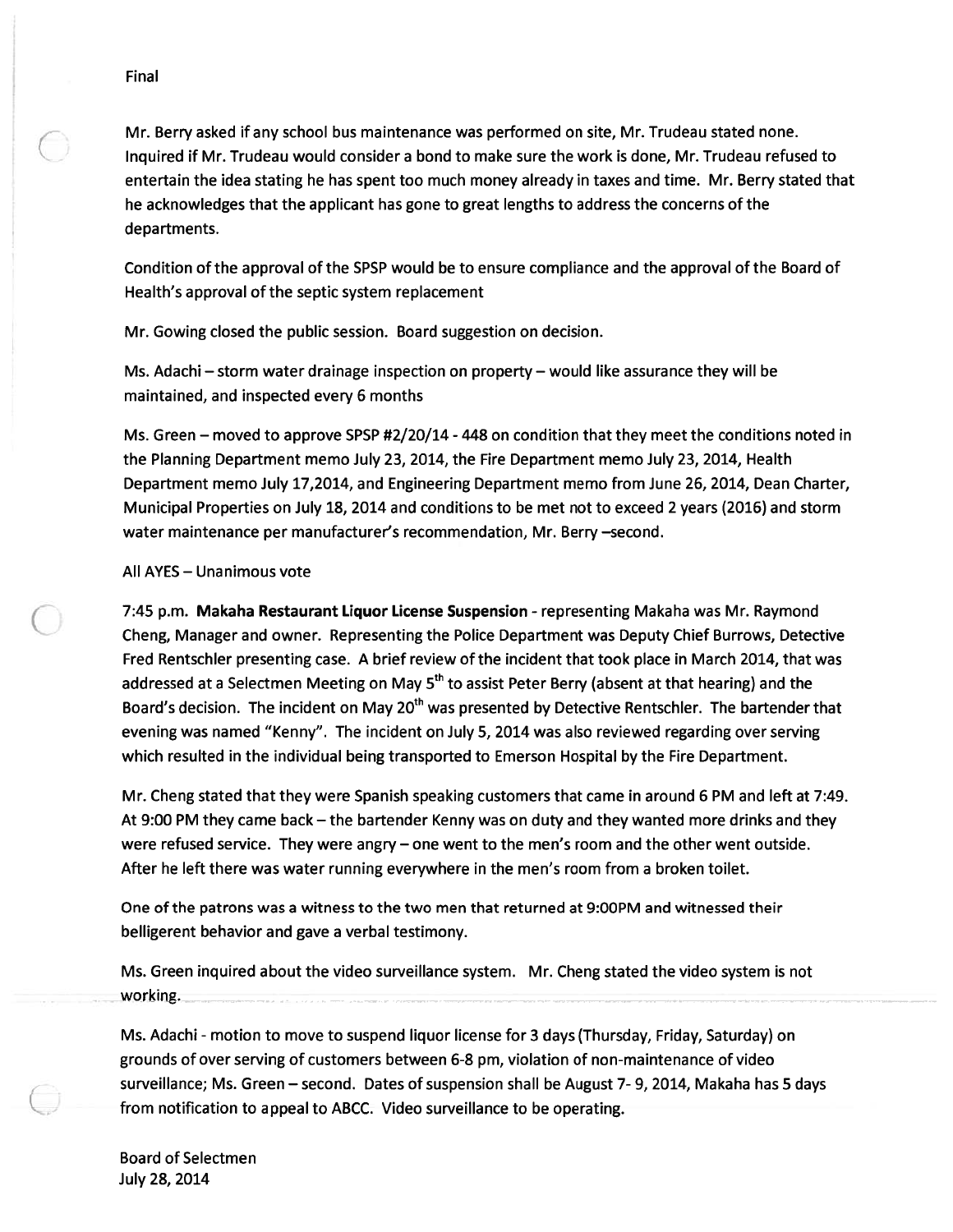Final

Mr. Berry asked if any school bus maintenance was performed on site, Mr. Trudeau stated none. Inquired if Mr. Trudeau would consider a bond to make sure the work is done, Mr. Trudeau refused to entertain the idea stating he has spent too much money already in taxes and time. Mr. Berry stated that he acknowledges that the applicant has gone to great lengths to address the concerns of the departments.

Condition of the approval of the SPSP would be to ensure compliance and the approval of the Board of Health's approval of the septic system replacement

Mr. Gowing closed the public session. Board suggestion on decision.

Ms. Adachi – storm water drainage inspection on property – would like assurance they will be maintained, and inspected every 6 months

Ms. Green – moved to approve SPSP #2/20/14 - 448 on condition that they meet the conditions noted in the Planning Department memo July 23, 2014, the Fire Department memo July 23, 2014, Health Department memo July 17,2014, and Engineering Department memo from June 26, 2014, Dean Charter, Municipal Properties on July 18, 2014 and conditions to be met not to exceed 2 years (2016) and storm water maintenance per manufacturer's recommendation, Mr. Berry –second.

All AYES – Unanimous vote

7:45 p.m. **Makaha Restaurant Liquor License Suspension** - representing Makaha was Mr. Raymond Cheng, Manager and owner. Representing the Police Department was Deputy Chief Burrows, Detective Fred Rentschler presenting case. A brief review of the incident that took place in March 2014, that was addressed at a Selectmen Meeting on May 5th to assist Peter Berry (absent at that hearing) and the Board's decision. The incident on May 20th was presented by Detective Rentschler. The bartender that evening was named "Kenny". The incident on July 5, 2014 was also reviewed regarding over serving which resulted in the individual being transported to Emerson Hospital by the Fire Department.

Mr. Cheng stated that they were Spanish speaking customers that came in around 6 PM and left at 7:49. At 9:00 PM they came back – the bartender Kenny was on duty and they wanted more drinks and they were refused service. They were angry – one went to the men's room and the other went outside. After he left there was water running everywhere in the men's room from a broken toilet.

One of the patrons was a witness to the two men that returned at 9:00PM and witnessed their belligerent behavior and gave a verbal testimony.

Ms. Green inquired about the video surveillance system. Mr. Cheng stated the video system is not working.

Ms. Adachi - motion to move to suspend liquor license for 3 days (Thursday, Friday, Saturday) on grounds of over serving of customers between 6-8 pm, violation of non-maintenance of video surveillance; Ms. Green – second. Dates of suspension shall be August 7- 9, 2014, Makaha has 5 days from notification to appeal to ABCC. Video surveillance to be operating.

Board of Selectmen
July 28, 2014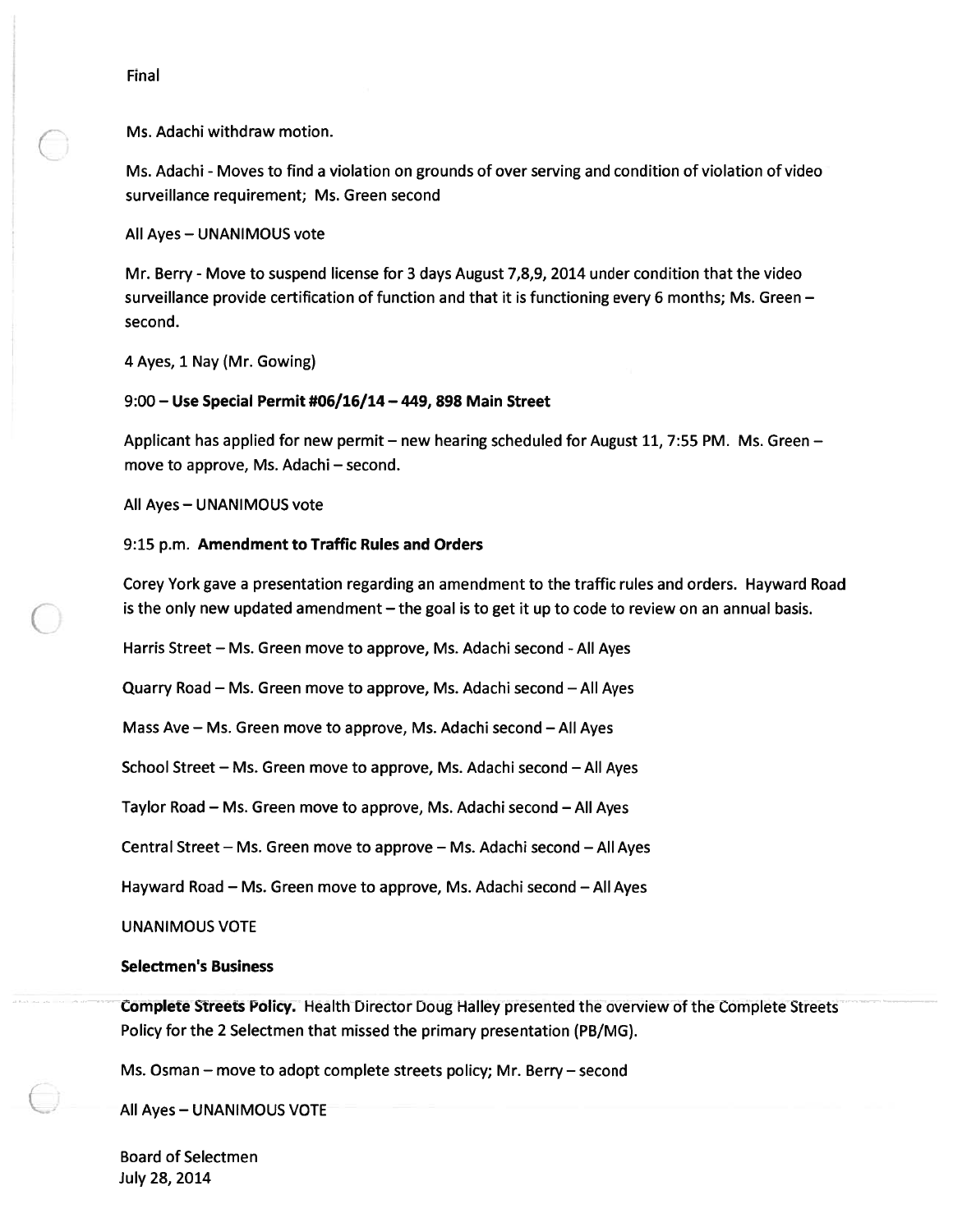Final

Ms. Adachi withdraw motion.

Ms. Adachi - Moves to find a violation on grounds of over serving and condition of violation of video surveillance requirement; Ms. Green second

All Ayes – UNANIMOUS vote

Mr. Berry - Move to suspend license for 3 days August 7,8,9, 2014 under condition that the video surveillance provide certification of function and that it is functioning every 6 months; Ms. Green – second.

4 Ayes, 1 Nay (Mr. Gowing)

9:00 – **Use Special Permit #06/16/14 – 449, 898 Main Street**

Applicant has applied for new permit – new hearing scheduled for August 11, 7:55 PM. Ms. Green – move to approve, Ms. Adachi – second.

All Ayes – UNANIMOUS vote

9:15 p.m. **Amendment to Traffic Rules and Orders**

Corey York gave a presentation regarding an amendment to the traffic rules and orders. Hayward Road is the only new updated amendment – the goal is to get it up to code to review on an annual basis.

Harris Street – Ms. Green move to approve, Ms. Adachi second - All Ayes

Quarry Road – Ms. Green move to approve, Ms. Adachi second – All Ayes

Mass Ave – Ms. Green move to approve, Ms. Adachi second – All Ayes

School Street – Ms. Green move to approve, Ms. Adachi second – All Ayes

Taylor Road – Ms. Green move to approve, Ms. Adachi second – All Ayes

Central Street – Ms. Green move to approve – Ms. Adachi second – All Ayes

Hayward Road – Ms. Green move to approve, Ms. Adachi second – All Ayes

UNANIMOUS VOTE

**Selectmen's Business**

**Complete Streets Policy.** Health Director Doug Halley presented the overview of the Complete Streets Policy for the 2 Selectmen that missed the primary presentation (PB/MG).

Ms. Osman – move to adopt complete streets policy; Mr. Berry – second

All Ayes – UNANIMOUS VOTE

Board of Selectmen
July 28, 2014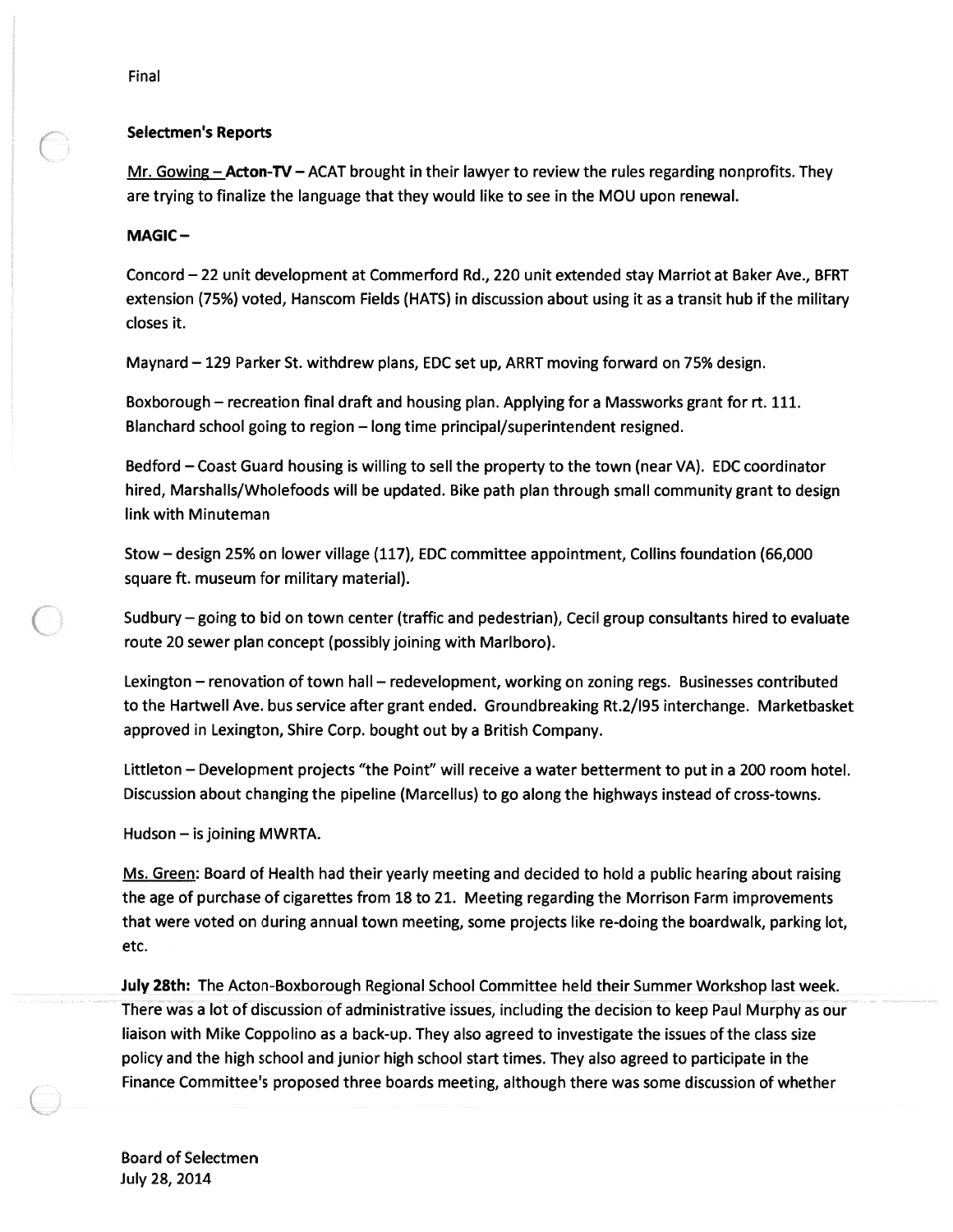Final

**Selectmen's Reports**

Mr. Gowing – **Acton-TV** – ACAT brought in their lawyer to review the rules regarding nonprofits. They are trying to finalize the language that they would like to see in the MOU upon renewal.

**MAGIC** –

Concord – 22 unit development at Commerford Rd., 220 unit extended stay Marriot at Baker Ave., BFRT extension (75%) voted, Hanscom Fields (HATS) in discussion about using it as a transit hub if the military closes it.

Maynard – 129 Parker St. withdrew plans, EDC set up, ARRT moving forward on 75% design.

Boxborough – recreation final draft and housing plan. Applying for a Massworks grant for rt. 111. Blanchard school going to region – long time principal/superintendent resigned.

Bedford – Coast Guard housing is willing to sell the property to the town (near VA). EDC coordinator hired, Marshalls/Wholefoods will be updated. Bike path plan through small community grant to design link with Minuteman

Stow – design 25% on lower village (117), EDC committee appointment, Collins foundation (66,000 square ft. museum for military material).

Sudbury – going to bid on town center (traffic and pedestrian), Cecil group consultants hired to evaluate route 20 sewer plan concept (possibly joining with Marlboro).

Lexington – renovation of town hall – redevelopment, working on zoning regs. Businesses contributed to the Hartwell Ave. bus service after grant ended. Groundbreaking Rt.2/I95 interchange. Marketbasket approved in Lexington, Shire Corp. bought out by a British Company.

Littleton – Development projects "the Point" will receive a water betterment to put in a 200 room hotel. Discussion about changing the pipeline (Marcellus) to go along the highways instead of cross-towns.

Hudson – is joining MWRTA.

Ms. Green: Board of Health had their yearly meeting and decided to hold a public hearing about raising the age of purchase of cigarettes from 18 to 21. Meeting regarding the Morrison Farm improvements that were voted on during annual town meeting, some projects like re-doing the boardwalk, parking lot, etc.

**July 28th:** The Acton-Boxborough Regional School Committee held their Summer Workshop last week. There was a lot of discussion of administrative issues, including the decision to keep Paul Murphy as our liaison with Mike Coppolino as a back-up. They also agreed to investigate the issues of the class size policy and the high school and junior high school start times. They also agreed to participate in the Finance Committee's proposed three boards meeting, although there was some discussion of whether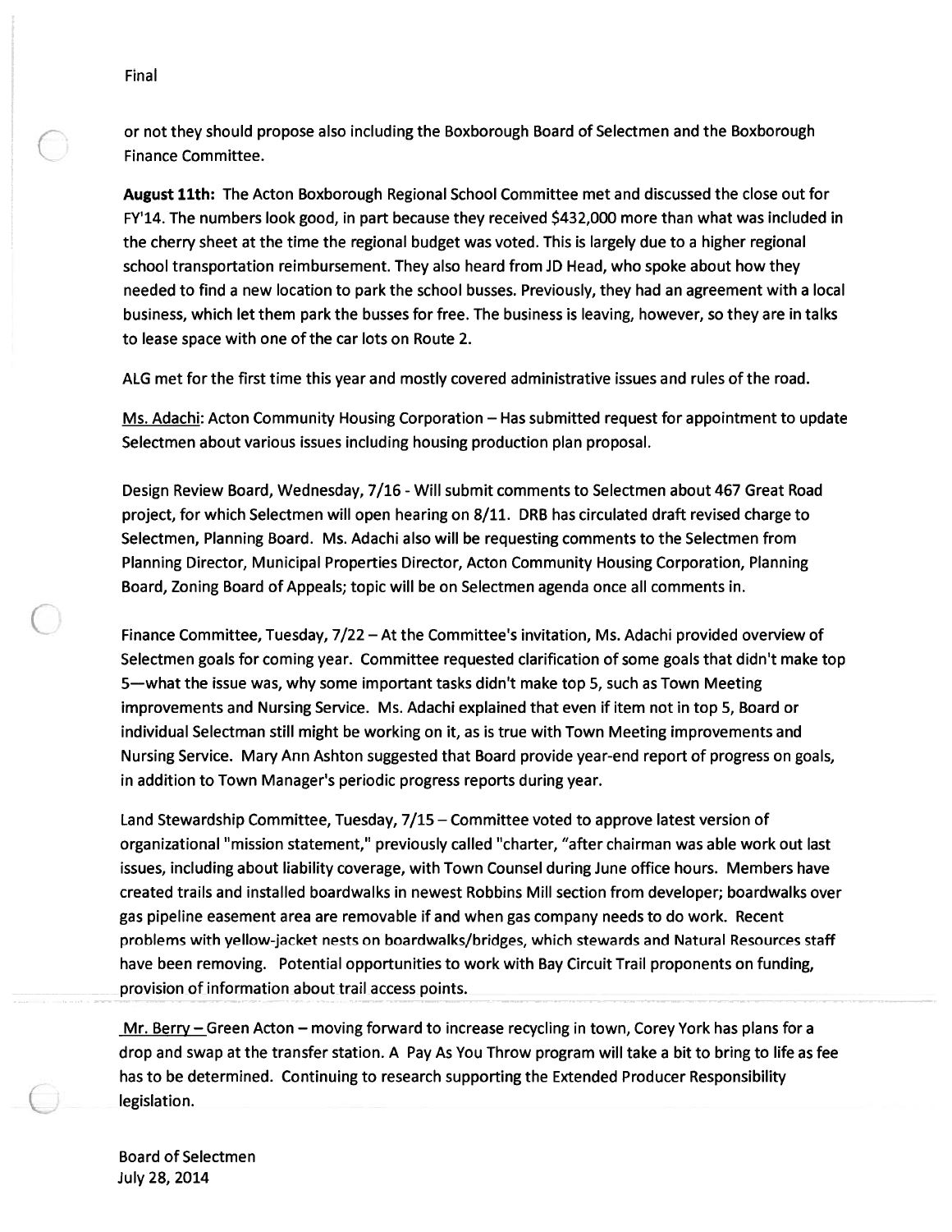or not they should propose also including the Boxborough Board of Selectmen and the Boxborough Finance Committee.

**August 11th:** The Acton Boxborough Regional School Committee met and discussed the close out for FY'14. The numbers look good, in part because they received $432,000 more than what was included in the cherry sheet at the time the regional budget was voted. This is largely due to a higher regional school transportation reimbursement. They also heard from JD Head, who spoke about how they needed to find a new location to park the school busses. Previously, they had an agreement with a local business, which let them park the busses for free. The business is leaving, however, so they are in talks to lease space with one of the car lots on Route 2.

ALG met for the first time this year and mostly covered administrative issues and rules of the road.

Ms. Adachi: Acton Community Housing Corporation – Has submitted request for appointment to update Selectmen about various issues including housing production plan proposal.

Design Review Board, Wednesday, 7/16 - Will submit comments to Selectmen about 467 Great Road project, for which Selectmen will open hearing on 8/11. DRB has circulated draft revised charge to Selectmen, Planning Board. Ms. Adachi also will be requesting comments to the Selectmen from Planning Director, Municipal Properties Director, Acton Community Housing Corporation, Planning Board, Zoning Board of Appeals; topic will be on Selectmen agenda once all comments in.

Finance Committee, Tuesday, 7/22 – At the Committee's invitation, Ms. Adachi provided overview of Selectmen goals for coming year. Committee requested clarification of some goals that didn't make top 5—what the issue was, why some important tasks didn't make top 5, such as Town Meeting improvements and Nursing Service. Ms. Adachi explained that even if item not in top 5, Board or individual Selectman still might be working on it, as is true with Town Meeting improvements and Nursing Service. Mary Ann Ashton suggested that Board provide year-end report of progress on goals, in addition to Town Manager's periodic progress reports during year.

Land Stewardship Committee, Tuesday, 7/15 – Committee voted to approve latest version of organizational "mission statement," previously called "charter, "after chairman was able work out last issues, including about liability coverage, with Town Counsel during June office hours. Members have created trails and installed boardwalks in newest Robbins Mill section from developer; boardwalks over gas pipeline easement area are removable if and when gas company needs to do work. Recent problems with yellow-jacket nests on boardwalks/bridges, which stewards and Natural Resources staff have been removing. Potential opportunities to work with Bay Circuit Trail proponents on funding, provision of information about trail access points.

Mr. Berry – Green Acton – moving forward to increase recycling in town, Corey York has plans for a drop and swap at the transfer station. A Pay As You Throw program will take a bit to bring to life as fee has to be determined. Continuing to research supporting the Extended Producer Responsibility legislation.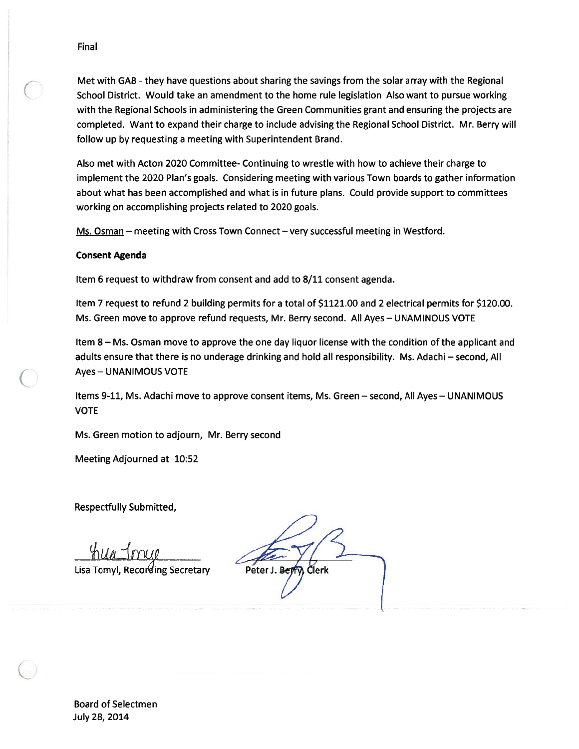Final

Met with GAB - they have questions about sharing the savings from the solar array with the Regional School District. Would take an amendment to the home rule legislation Also want to pursue working with the Regional Schools in administering the Green Communities grant and ensuring the projects are completed. Want to expand their charge to include advising the Regional School District. Mr. Berry will follow up by requesting a meeting with Superintendent Brand.

Also met with Acton 2020 Committee- Continuing to wrestle with how to achieve their charge to implement the 2020 Plan's goals. Considering meeting with various Town boards to gather information about what has been accomplished and what is in future plans. Could provide support to committees working on accomplishing projects related to 2020 goals.

Ms. Osman – meeting with Cross Town Connect – very successful meeting in Westford.

**Consent Agenda**

Item 6 request to withdraw from consent and add to 8/11 consent agenda.

Item 7 request to refund 2 building permits for a total of $1121.00 and 2 electrical permits for $120.00. Ms. Green move to approve refund requests, Mr. Berry second. All Ayes – UNAMINOUS VOTE

Item 8 – Ms. Osman move to approve the one day liquor license with the condition of the applicant and adults ensure that there is no underage drinking and hold all responsibility. Ms. Adachi – second, All Ayes – UNANIMOUS VOTE

Items 9-11, Ms. Adachi move to approve consent items, Ms. Green – second, All Ayes – UNANIMOUS VOTE

Ms. Green motion to adjourn, Mr. Berry second

Meeting Adjourned at 10:52

Respectfully Submitted,

Lisa Tomyl, Recording Secretary

Peter J. Berry, Clerk

Board of Selectmen
July 28, 2014